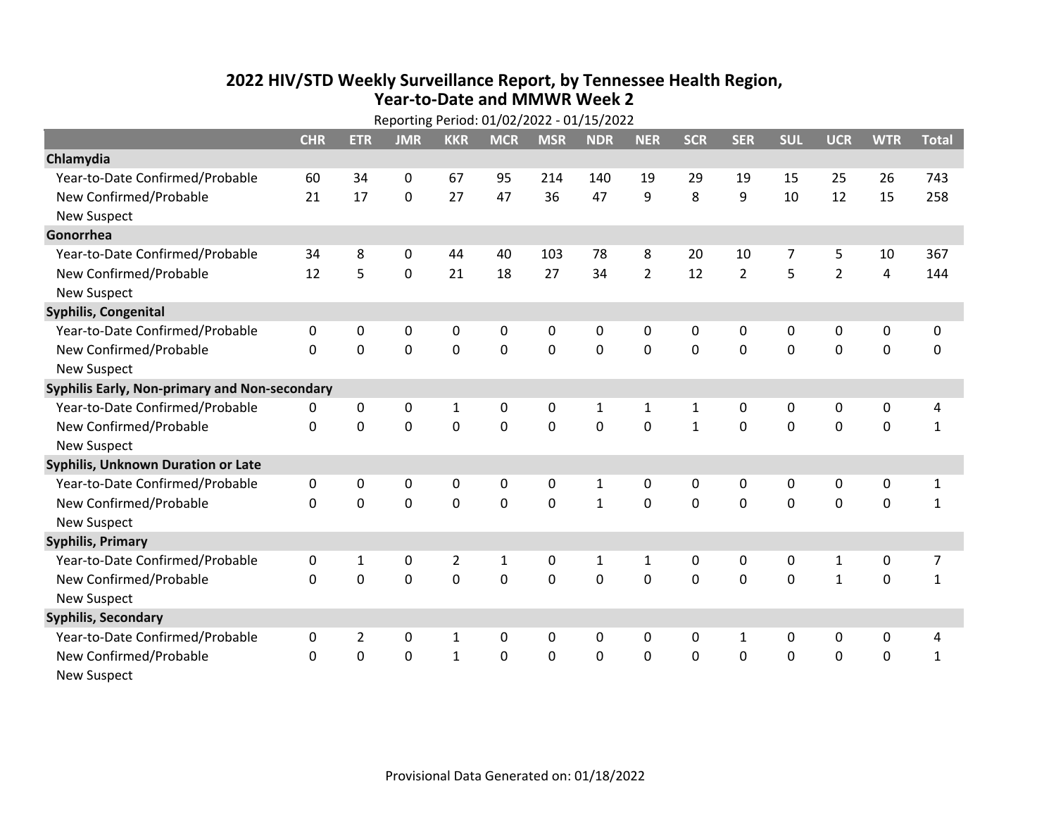# 2022 HIV/STD Weekly Surveillance Report, by Tennessee Health Region, Year-to-Date and MMWR Week 2

Reporting Period: 01/02/2022 - 01/15/2022

| | CHR | ETR | JMR | KKR | MCR | MSR | NDR | NER | SCR | SER | SUL | UCR | WTR | Total |
|---|---|---|---|---|---|---|---|---|---|---|---|---|---|---|
| **Chlamydia** | | | | | | | | | | | | | | |
| Year-to-Date Confirmed/Probable | 60 | 34 | 0 | 67 | 95 | 214 | 140 | 19 | 29 | 19 | 15 | 25 | 26 | 743 |
| New Confirmed/Probable | 21 | 17 | 0 | 27 | 47 | 36 | 47 | 9 | 8 | 9 | 10 | 12 | 15 | 258 |
| New Suspect | | | | | | | | | | | | | | |
| **Gonorrhea** | | | | | | | | | | | | | | |
| Year-to-Date Confirmed/Probable | 34 | 8 | 0 | 44 | 40 | 103 | 78 | 8 | 20 | 10 | 7 | 5 | 10 | 367 |
| New Confirmed/Probable | 12 | 5 | 0 | 21 | 18 | 27 | 34 | 2 | 12 | 2 | 5 | 2 | 4 | 144 |
| New Suspect | | | | | | | | | | | | | | |
| **Syphilis, Congenital** | | | | | | | | | | | | | | |
| Year-to-Date Confirmed/Probable | 0 | 0 | 0 | 0 | 0 | 0 | 0 | 0 | 0 | 0 | 0 | 0 | 0 | 0 |
| New Confirmed/Probable | 0 | 0 | 0 | 0 | 0 | 0 | 0 | 0 | 0 | 0 | 0 | 0 | 0 | 0 |
| New Suspect | | | | | | | | | | | | | | |
| **Syphilis Early, Non-primary and Non-secondary** | | | | | | | | | | | | | | |
| Year-to-Date Confirmed/Probable | 0 | 0 | 0 | 1 | 0 | 0 | 1 | 1 | 1 | 0 | 0 | 0 | 0 | 4 |
| New Confirmed/Probable | 0 | 0 | 0 | 0 | 0 | 0 | 0 | 0 | 1 | 0 | 0 | 0 | 0 | 1 |
| New Suspect | | | | | | | | | | | | | | |
| **Syphilis, Unknown Duration or Late** | | | | | | | | | | | | | | |
| Year-to-Date Confirmed/Probable | 0 | 0 | 0 | 0 | 0 | 0 | 1 | 0 | 0 | 0 | 0 | 0 | 0 | 1 |
| New Confirmed/Probable | 0 | 0 | 0 | 0 | 0 | 0 | 1 | 0 | 0 | 0 | 0 | 0 | 0 | 1 |
| New Suspect | | | | | | | | | | | | | | |
| **Syphilis, Primary** | | | | | | | | | | | | | | |
| Year-to-Date Confirmed/Probable | 0 | 1 | 0 | 2 | 1 | 0 | 1 | 1 | 0 | 0 | 0 | 1 | 0 | 7 |
| New Confirmed/Probable | 0 | 0 | 0 | 0 | 0 | 0 | 0 | 0 | 0 | 0 | 0 | 1 | 0 | 1 |
| New Suspect | | | | | | | | | | | | | | |
| **Syphilis, Secondary** | | | | | | | | | | | | | | |
| Year-to-Date Confirmed/Probable | 0 | 2 | 0 | 1 | 0 | 0 | 0 | 0 | 0 | 1 | 0 | 0 | 0 | 4 |
| New Confirmed/Probable | 0 | 0 | 0 | 1 | 0 | 0 | 0 | 0 | 0 | 0 | 0 | 0 | 0 | 1 |
| New Suspect | | | | | | | | | | | | | | |

Provisional Data Generated on: 01/18/2022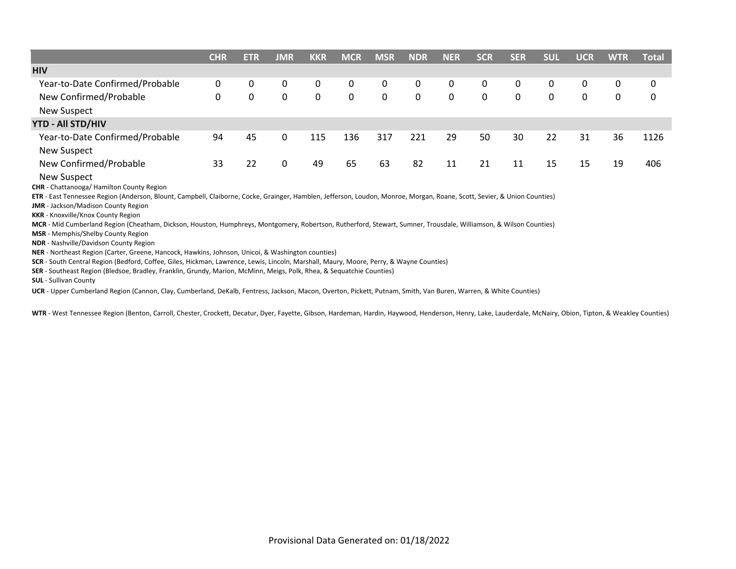| | CHR | ETR | JMR | KKR | MCR | MSR | NDR | NER | SCR | SER | SUL | UCR | WTR | Total |
|---|---|---|---|---|---|---|---|---|---|---|---|---|---|---|
| **HIV** | | | | | | | | | | | | | | |
| Year-to-Date Confirmed/Probable | 0 | 0 | 0 | 0 | 0 | 0 | 0 | 0 | 0 | 0 | 0 | 0 | 0 | 0 |
| New Confirmed/Probable | 0 | 0 | 0 | 0 | 0 | 0 | 0 | 0 | 0 | 0 | 0 | 0 | 0 | 0 |
| New Suspect | | | | | | | | | | | | | | |
| **YTD - All STD/HIV** | | | | | | | | | | | | | | |
| Year-to-Date Confirmed/Probable | 94 | 45 | 0 | 115 | 136 | 317 | 221 | 29 | 50 | 30 | 22 | 31 | 36 | 1126 |
| New Suspect | | | | | | | | | | | | | | |
| New Confirmed/Probable | 33 | 22 | 0 | 49 | 65 | 63 | 82 | 11 | 21 | 11 | 15 | 15 | 19 | 406 |
| New Suspect | | | | | | | | | | | | | | |

**CHR** - Chattanooga/ Hamilton County Region

**ETR** - East Tennessee Region (Anderson, Blount, Campbell, Claiborne, Cocke, Grainger, Hamblen, Jefferson, Loudon, Monroe, Morgan, Roane, Scott, Sevier, & Union Counties)

**JMR** - Jackson/Madison County Region

**KKR** - Knoxville/Knox County Region

**MCR** - Mid Cumberland Region (Cheatham, Dickson, Houston, Humphreys, Montgomery, Robertson, Rutherford, Stewart, Sumner, Trousdale, Williamson, & Wilson Counties)

**MSR** - Memphis/Shelby County Region

**NDR** - Nashville/Davidson County Region

**NER** - Northeast Region (Carter, Greene, Hancock, Hawkins, Johnson, Unicoi, & Washington counties)

**SCR** - South Central Region (Bedford, Coffee, Giles, Hickman, Lawrence, Lewis, Lincoln, Marshall, Maury, Moore, Perry, & Wayne Counties)

**SER** - Southeast Region (Bledsoe, Bradley, Franklin, Grundy, Marion, McMinn, Meigs, Polk, Rhea, & Sequatchie Counties)

**SUL** - Sullivan County

**UCR** - Upper Cumberland Region (Cannon, Clay, Cumberland, DeKalb, Fentress, Jackson, Macon, Overton, Pickett, Putnam, Smith, Van Buren, Warren, & White Counties)

**WTR** - West Tennessee Region (Benton, Carroll, Chester, Crockett, Decatur, Dyer, Fayette, Gibson, Hardeman, Hardin, Haywood, Henderson, Henry, Lake, Lauderdale, McNairy, Obion, Tipton, & Weakley Counties)

Provisional Data Generated on: 01/18/2022